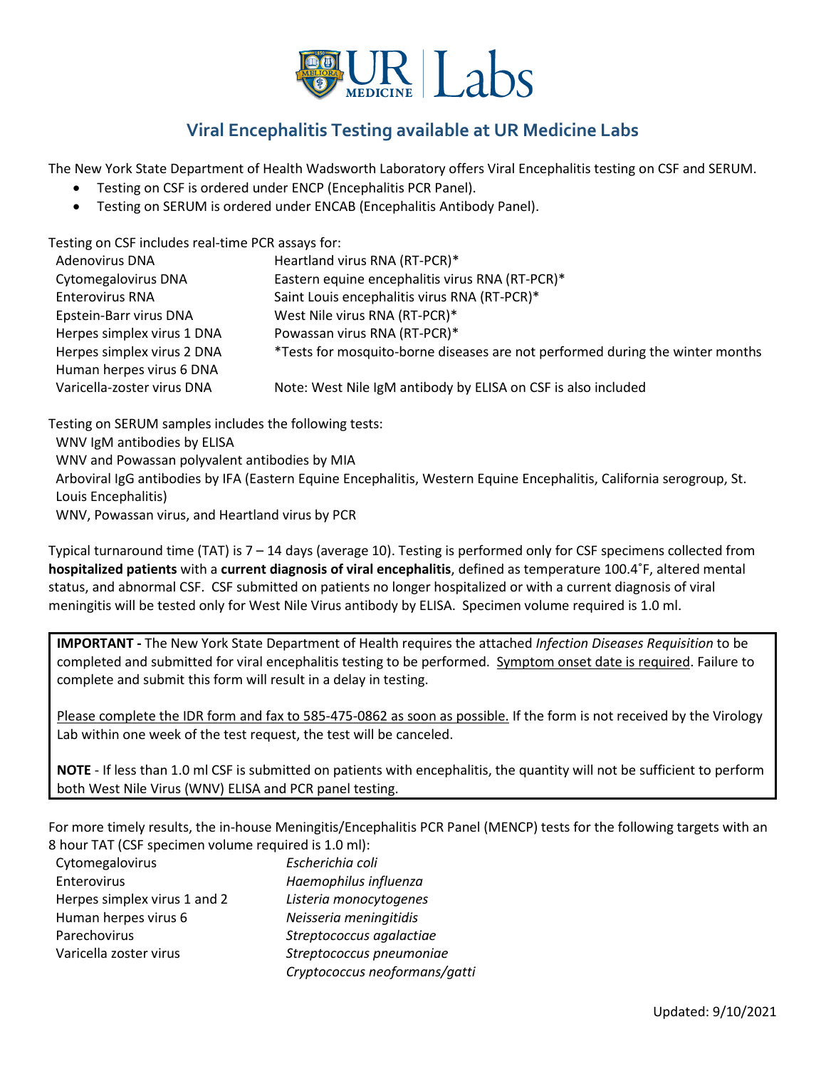## Viral Encephalitis Testing available at UR Medicine Labs

The New York State Department of Health Wadsworth Laboratory offers Viral Encephalitis testing on CSF and SERUM.

- Testing on CSF is ordered under ENCP (Encephalitis PCR Panel).
- Testing on SERUM is ordered under ENCAB (Encephalitis Antibody Panel).

Testing on CSF includes real-time PCR assays for:

| | |
|---|---|
| Adenovirus DNA | Heartland virus RNA (RT-PCR)* |
| Cytomegalovirus DNA | Eastern equine encephalitis virus RNA (RT-PCR)* |
| Enterovirus RNA | Saint Louis encephalitis virus RNA (RT-PCR)* |
| Epstein-Barr virus DNA | West Nile virus RNA (RT-PCR)* |
| Herpes simplex virus 1 DNA | Powassan virus RNA (RT-PCR)* |
| Herpes simplex virus 2 DNA | *Tests for mosquito-borne diseases are not performed during the winter months |
| Human herpes virus 6 DNA | |
| Varicella-zoster virus DNA | Note: West Nile IgM antibody by ELISA on CSF is also included |

Testing on SERUM samples includes the following tests:

WNV IgM antibodies by ELISA
WNV and Powassan polyvalent antibodies by MIA
Arboviral IgG antibodies by IFA (Eastern Equine Encephalitis, Western Equine Encephalitis, California serogroup, St. Louis Encephalitis)
WNV, Powassan virus, and Heartland virus by PCR

Typical turnaround time (TAT) is 7 – 14 days (average 10). Testing is performed only for CSF specimens collected from **hospitalized patients** with a **current diagnosis of viral encephalitis**, defined as temperature 100.4˚F, altered mental status, and abnormal CSF. CSF submitted on patients no longer hospitalized or with a current diagnosis of viral meningitis will be tested only for West Nile Virus antibody by ELISA. Specimen volume required is 1.0 ml.

**IMPORTANT -** The New York State Department of Health requires the attached *Infection Diseases Requisition* to be completed and submitted for viral encephalitis testing to be performed. Symptom onset date is required. Failure to complete and submit this form will result in a delay in testing.

Please complete the IDR form and fax to 585-475-0862 as soon as possible. If the form is not received by the Virology Lab within one week of the test request, the test will be canceled.

**NOTE** - If less than 1.0 ml CSF is submitted on patients with encephalitis, the quantity will not be sufficient to perform both West Nile Virus (WNV) ELISA and PCR panel testing.

For more timely results, the in-house Meningitis/Encephalitis PCR Panel (MENCP) tests for the following targets with an 8 hour TAT (CSF specimen volume required is 1.0 ml):

| | |
|---|---|
| Cytomegalovirus | *Escherichia coli* |
| Enterovirus | *Haemophilus influenza* |
| Herpes simplex virus 1 and 2 | *Listeria monocytogenes* |
| Human herpes virus 6 | *Neisseria meningitidis* |
| Parechovirus | *Streptococcus agalactiae* |
| Varicella zoster virus | *Streptococcus pneumoniae* |
| | *Cryptococcus neoformans/gatti* |

Updated: 9/10/2021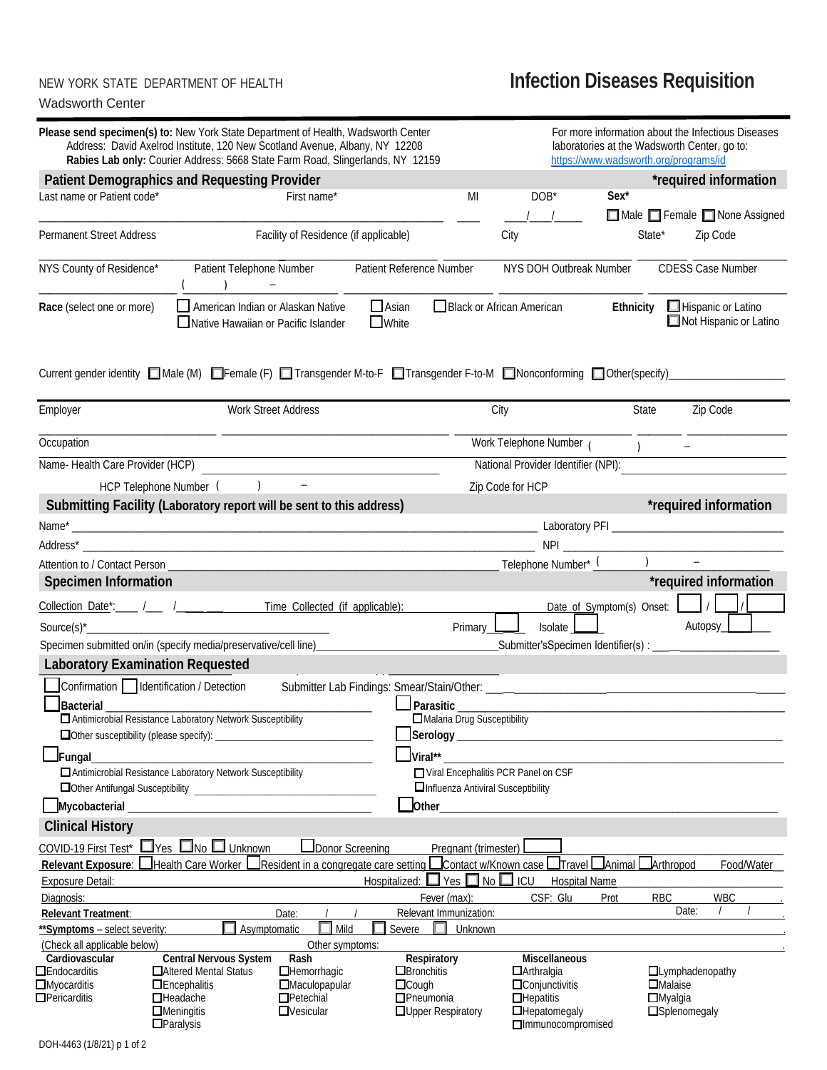NEW YORK STATE DEPARTMENT OF HEALTH

Wadsworth Center

# Infection Diseases Requisition

**Please send specimen(s) to:** New York State Department of Health, Wadsworth Center
Address: David Axelrod Institute, 120 New Scotland Avenue, Albany, NY 12208
**Rabies Lab only:** Courier Address: 5668 State Farm Road, Slingerlands, NY 12159

For more information about the Infectious Diseases laboratories at the Wadsworth Center, go to: https://www.wadsworth.org/programs/id

## Patient Demographics and Requesting Provider

*required information

Last name or Patient code* ____ First name* ____ MI ____ DOB* ___/___/_____ Sex* ☐ Male ☐ Female ☐ None Assigned

Permanent Street Address ____ Facility of Residence (if applicable) ____ City ____ State* ____ Zip Code ____

NYS County of Residence* ____ Patient Telephone Number ( ) – ____ Patient Reference Number ____ NYS DOH Outbreak Number ____ CDESS Case Number ____

**Race** (select one or more) ☐ American Indian or Alaskan Native ☐ Native Hawaiian or Pacific Islander ☐ Asian ☐ White ☐ Black or African American

**Ethnicity** ☐ Hispanic or Latino ☐ Not Hispanic or Latino

Current gender identity ☐ Male (M) ☐ Female (F) ☐ Transgender M-to-F ☐ Transgender F-to-M ☐ Nonconforming ☐ Other(specify)____________________

Employer ____ Work Street Address ____ City ____ State ____ Zip Code ____

Occupation ____ Work Telephone Number ( ) –

Name- Health Care Provider (HCP) ____ National Provider Identifier (NPI): ____

HCP Telephone Number ( ) – Zip Code for HCP ____

## Submitting Facility (Laboratory report will be sent to this address)

*required information

Name* ____ Laboratory PFI ____

Address* ____ NPI ____

Attention to / Contact Person ____ Telephone Number* ( ) –

## Specimen Information

*required information

Collection Date*: ____ /___ /______ Time Collected (if applicable): ____ Date of Symptom(s) Onset: ____ / ____ / ____

Source(s)* ____ Primary ☐ Isolate ☐ Autopsy ☐

Specimen submitted on/in (specify media/preservative/cell line)____ Submitter'sSpecimen Identifier(s) : ____

## Laboratory Examination Requested

☐ Confirmation ☐ Identification / Detection Submitter Lab Findings: Smear/Stain/Other: ____

☐ **Bacterial** ____
- ☐ Antimicrobial Resistance Laboratory Network Susceptibility
- ☐ Other susceptibility (please specify): ____

☐ **Parasitic** ____
- ☐ Malaria Drug Susceptibility

☐ **Serology** ____

☐ **Fungal** ____
- ☐ Antimicrobial Resistance Laboratory Network Susceptibility
- ☐ Other Antifungal Susceptibility ____

☐ **Viral**** ____
- ☐ Viral Encephalitis PCR Panel on CSF
- ☐ Influenza Antiviral Susceptibility

☐ **Mycobacterial** ____

☐ **Other** ____

## Clinical History

COVID-19 First Test* ☐ Yes ☐ No ☐ Unknown ☐ Donor Screening Pregnant (trimester) ☐

**Relevant Exposure**: ☐ Health Care Worker ☐ Resident in a congregate care setting ☐ Contact w/Known case ☐ Travel ☐ Animal ☐ Arthropod Food/Water

Exposure Detail: ____ Hospitalized: ☐ Yes ☐ No ☐ ICU Hospital Name ____

Diagnosis: ____ Fever (max): ____ CSF: Glu ____ Prot ____ RBC ____ WBC ____

**Relevant Treatment**: ____ Date: / / Relevant Immunization: ____ Date: / /

****Symptoms** – select severity: ☐ Asymptomatic ☐ Mild ☐ Severe ☐ Unknown

(Check all applicable below) Other symptoms: ____

| Cardiovascular | Central Nervous System | Rash | Respiratory | Miscellaneous | |
|---|---|---|---|---|---|
| ☐ Endocarditis | ☐ Altered Mental Status | ☐ Hemorrhagic | ☐ Bronchitis | ☐ Arthralgia | ☐ Lymphadenopathy |
| ☐ Myocarditis | ☐ Encephalitis | ☐ Maculopapular | ☐ Cough | ☐ Conjunctivitis | ☐ Malaise |
| ☐ Pericarditis | ☐ Headache | ☐ Petechial | ☐ Pneumonia | ☐ Hepatitis | ☐ Myalgia |
| | ☐ Meningitis | ☐ Vesicular | ☐ Upper Respiratory | ☐ Hepatomegaly | ☐ Splenomegaly |
| | ☐ Paralysis | | | ☐ Immunocompromised | |

DOH-4463 (1/8/21) p 1 of 2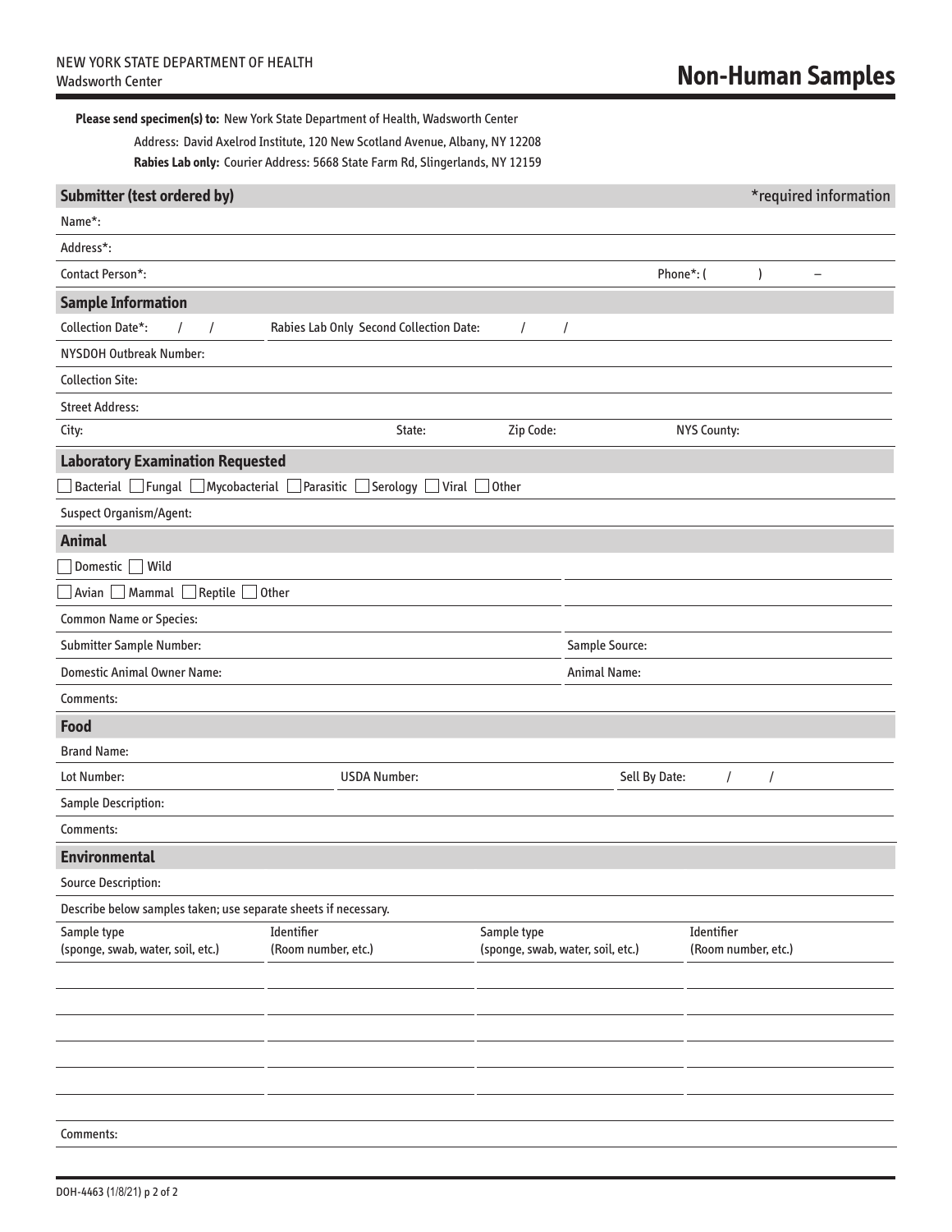NEW YORK STATE DEPARTMENT OF HEALTH
Wadsworth Center

# Non-Human Samples

**Please send specimen(s) to:** New York State Department of Health, Wadsworth Center

Address: David Axelrod Institute, 120 New Scotland Avenue, Albany, NY 12208

**Rabies Lab only:** Courier Address: 5668 State Farm Rd, Slingerlands, NY 12159

## Submitter (test ordered by)

*required information

Name*:

Address*:

Contact Person*: Phone*: ( ) –

## Sample Information

Collection Date*: / / Rabies Lab Only Second Collection Date: / /

NYSDOH Outbreak Number:

Collection Site:

Street Address:

City: State: Zip Code: NYS County:

## Laboratory Examination Requested

☐ Bacterial ☐ Fungal ☐ Mycobacterial ☐ Parasitic ☐ Serology ☐ Viral ☐ Other

Suspect Organism/Agent:

## Animal

☐ Domestic ☐ Wild

☐ Avian ☐ Mammal ☐ Reptile ☐ Other

Common Name or Species:

Submitter Sample Number: Sample Source:

Domestic Animal Owner Name: Animal Name:

Comments:

## Food

Brand Name:

Lot Number: USDA Number: Sell By Date: / /

Sample Description:

Comments:

## Environmental

Source Description:

Describe below samples taken; use separate sheets if necessary.

| Sample type (sponge, swab, water, soil, etc.) | Identifier (Room number, etc.) | Sample type (sponge, swab, water, soil, etc.) | Identifier (Room number, etc.) |
|---|---|---|---|
| | | | |
| | | | |
| | | | |
| | | | |
| | | | |

Comments:

DOH-4463 (1/8/21) p 2 of 2